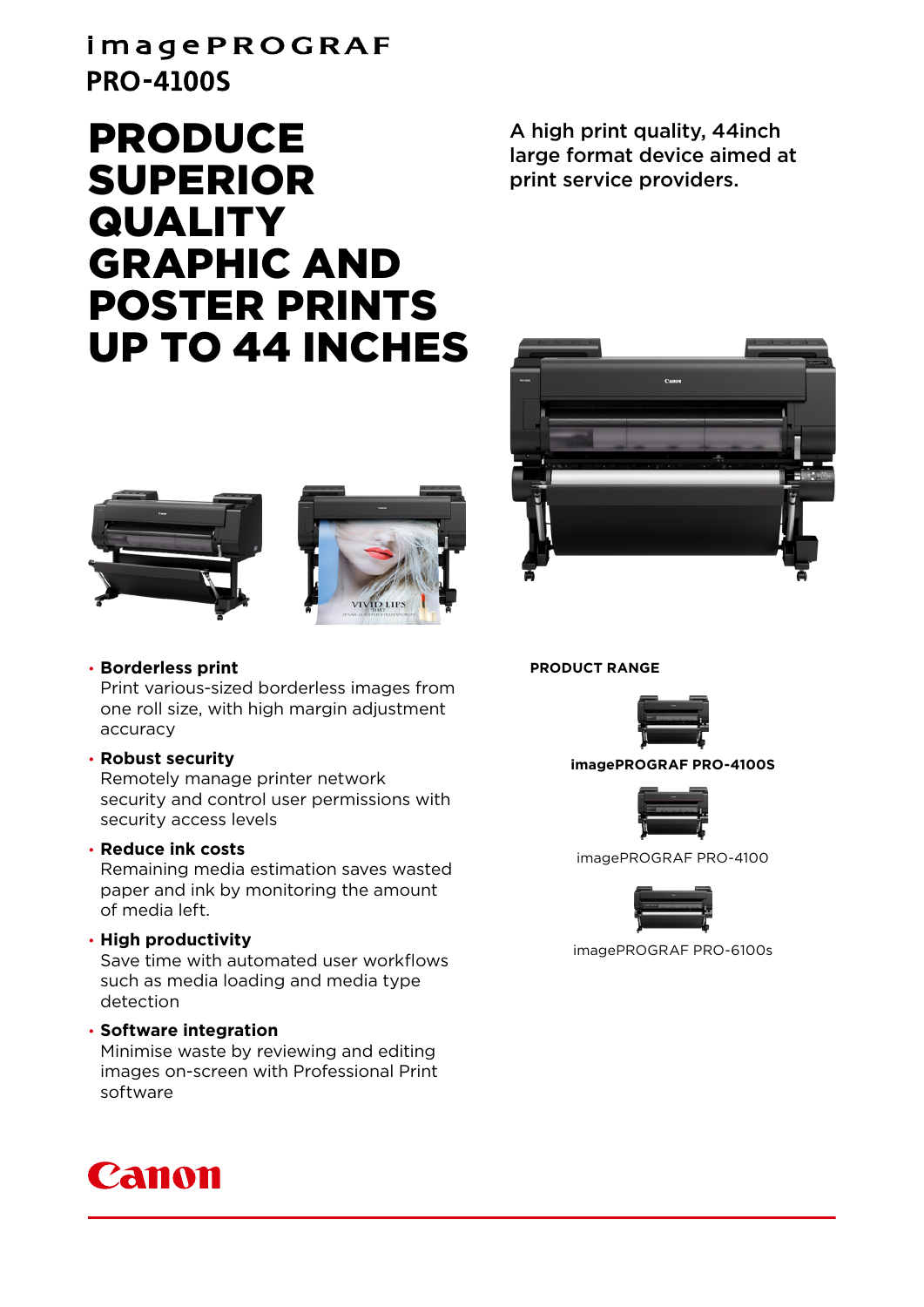# imagePROGRAF PRO-4100S

## PRODUCE SUPERIOR QUALITY GRAPHIC AND POSTER PRINTS UP TO 44 INCHES

A high print quality, 44inch large format device aimed at print service providers.

- **Borderless print**
  Print various-sized borderless images from one roll size, with high margin adjustment accuracy
- **Robust security**
  Remotely manage printer network security and control user permissions with security access levels
- **Reduce ink costs**
  Remaining media estimation saves wasted paper and ink by monitoring the amount of media left.
- **High productivity**
  Save time with automated user workflows such as media loading and media type detection
- **Software integration**
  Minimise waste by reviewing and editing images on-screen with Professional Print software

**PRODUCT RANGE**

**imagePROGRAF PRO-4100S**

imagePROGRAF PRO-4100

imagePROGRAF PRO-6100s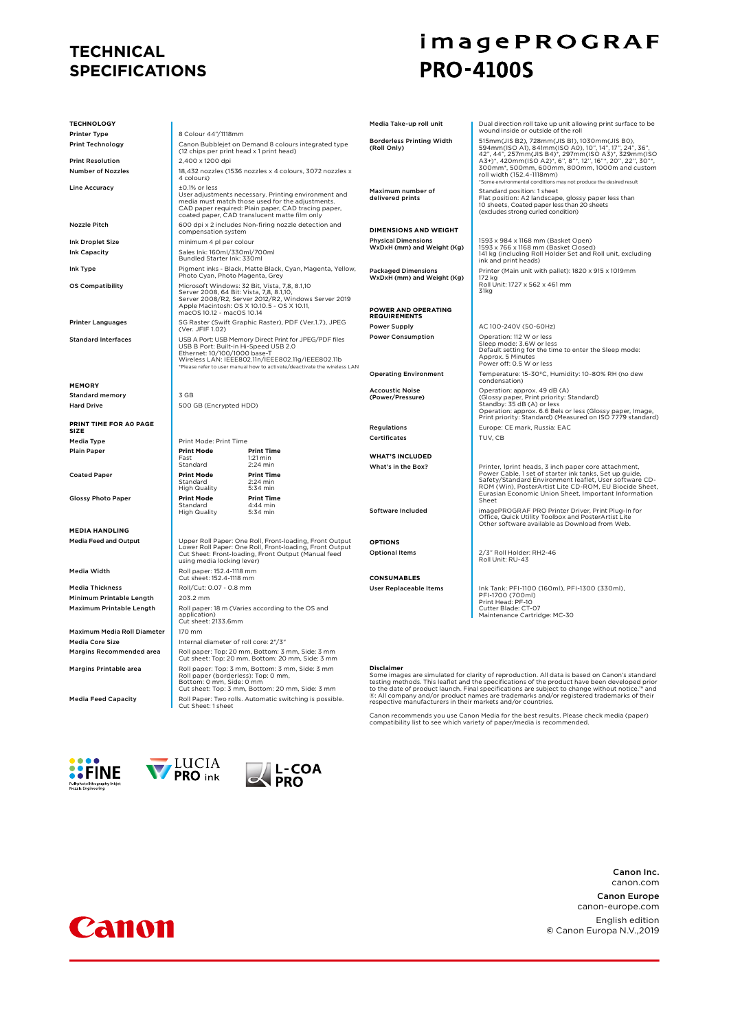# TECHNICAL SPECIFICATIONS

# imagePROGRAF PRO-4100S

## TECHNOLOGY

| | |
|---|---|
| Printer Type | 8 Colour 44"/1118mm |
| Print Technology | Canon Bubblejet on Demand 8 colours integrated type (12 chips per print head x 1 print head) |
| Print Resolution | 2,400 x 1200 dpi |
| Number of Nozzles | 18,432 nozzles (1536 nozzles x 4 colours, 3072 nozzles x 4 colours) |
| Line Accuracy | ±0.1% or less<br>User adjustments necessary. Printing environment and media must match those used for the adjustments.<br>CAD paper required: Plain paper, CAD tracing paper, coated paper, CAD translucent matte film only |
| Nozzle Pitch | 600 dpi x 2 includes Non-firing nozzle detection and compensation system |
| Ink Droplet Size | minimum 4 pl per colour |
| Ink Capacity | Sales Ink: 160ml/330ml/700ml<br>Bundled Starter Ink: 330ml |
| Ink Type | Pigment inks - Black, Matte Black, Cyan, Magenta, Yellow, Photo Cyan, Photo Magenta, Grey |
| OS Compatibility | Microsoft Windows: 32 Bit, Vista, 7,8, 8.1,10<br>Server 2008, 64 Bit: Vista, 7,8, 8.1,10,<br>Server 2008/R2, Server 2012/R2, Windows Server 2019<br>Apple Macintosh: OS X 10.10.5 - OS X 10.11,<br>macOS 10.12 - macOS 10.14 |
| Printer Languages | SG Raster (Swift Graphic Raster), PDF (Ver.1.7), JPEG (Ver. JFIF 1.02) |
| Standard Interfaces | USB A Port: USB Memory Direct Print for JPEG/PDF files<br>USB B Port: Built-in Hi-Speed USB 2.0<br>Ethernet: 10/100/1000 base-T<br>Wireless LAN: IEEE802.11n/IEEE802.11g/IEEE802.11b<br>*Please refer to user manual how to activate/deactivate the wireless LAN |

## MEMORY

| | |
|---|---|
| Standard memory | 3 GB |
| Hard Drive | 500 GB (Encrypted HDD) |

## PRINT TIME FOR A0 PAGE SIZE

| Media Type | Print Mode | Print Time |
|---|---|---|
| Plain Paper | Fast | 1:21 min |
| | Standard | 2:24 min |
| Coated Paper | Standard | 2:24 min |
| | High Quality | 5:34 min |
| Glossy Photo Paper | Standard | 4:44 min |
| | High Quality | 5:34 min |

## MEDIA HANDLING

| | |
|---|---|
| Media Feed and Output | Upper Roll Paper: One Roll, Front-loading, Front Output<br>Lower Roll Paper: One Roll, Front-loading, Front Output<br>Cut Sheet: Front-loading, Front Output (Manual feed using media locking lever) |
| Media Width | Roll paper: 152.4-1118 mm<br>Cut sheet: 152.4-1118 mm |
| Media Thickness | Roll/Cut: 0.07 - 0.8 mm |
| Minimum Printable Length | 203.2 mm |
| Maximum Printable Length | Roll paper: 18 m (Varies according to the OS and application)<br>Cut sheet: 2133.6mm |
| Maximum Media Roll Diameter | 170 mm |
| Media Core Size | Internal diameter of roll core: 2"/3" |
| Margins Recommended area | Roll paper: Top: 20 mm, Bottom: 3 mm, Side: 3 mm<br>Cut sheet: Top: 20 mm, Bottom: 20 mm, Side: 3 mm |
| Margins Printable area | Roll paper: Top: 3 mm, Bottom: 3 mm, Side: 3 mm<br>Roll paper (borderless): Top: 0 mm,<br>Bottom: 0 mm, Side: 0 mm<br>Cut sheet: Top: 3 mm, Bottom: 20 mm, Side: 3 mm |
| Media Feed Capacity | Roll Paper: Two rolls. Automatic switching is possible.<br>Cut Sheet: 1 sheet |
| Media Take-up roll unit | Dual direction roll take up unit allowing print surface to be wound inside or outside of the roll |
| Borderless Printing Width (Roll Only) | 515mm(JIS B2), 728mm(JIS B1), 1030mm(JIS B0), 594mm(ISO A1), 841mm(ISO A0), 10", 14", 17", 24", 36", 42", 44", 257mm(JIS B4)*, 297mm(ISO A3)*, 329mm(ISO A3+)*, 420mm(ISO A2)*, 6", 8"*, 12", 16"*, 20", 22", 30"*, 300mm*, 500mm, 600mm, 800mm, 1000m and custom roll width (152.4-1118mm)<br>*Some environmental conditions may not produce the desired result |
| Maximum number of delivered prints | Standard position: 1 sheet<br>Flat position: A2 landscape, glossy paper less than 10 sheets, Coated paper less than 20 sheets<br>(excludes strong curled condition) |

## DIMENSIONS AND WEIGHT

| | |
|---|---|
| Physical Dimensions WxDxH (mm) and Weight (Kg) | 1593 x 984 x 1168 mm (Basket Open)<br>1593 x 766 x 1168 mm (Basket Closed)<br>141 kg (including Roll Holder Set and Roll unit, excluding ink and print heads) |
| Packaged Dimensions WxDxH (mm) and Weight (Kg) | Printer (Main unit with pallet): 1820 x 915 x 1019mm<br>172 kg<br>Roll Unit: 1727 x 562 x 461 mm<br>31kg |

## POWER AND OPERATING REQUIREMENTS

| | |
|---|---|
| Power Supply | AC 100-240V (50-60Hz) |
| Power Consumption | Operation: 112 W or less<br>Sleep mode: 3.6W or less<br>Default setting for the time to enter the Sleep mode: Approx. 5 Minutes<br>Power off: 0.5 W or less |
| Operating Environment | Temperature: 15-30°C, Humidity: 10-80% RH (no dew condensation) |
| Accoustic Noise (Power/Pressure) | Operation: approx. 49 dB (A)<br>(Glossy paper, Print priority: Standard)<br>Standby: 35 dB (A) or less<br>Operation: approx. 6.6 Bels or less (Glossy paper, Image, Print priority: Standard) (Measured on ISO 7779 standard) |
| Regulations | Europe: CE mark, Russia: EAC |
| Certificates | TUV, CB |

## WHAT'S INCLUDED

| | |
|---|---|
| What's in the Box? | Printer, 1print heads, 3 inch paper core attachment, Power Cable, 1 set of starter ink tanks, Set up guide, Safety/Standard Environment leaflet, User software CD-ROM (Win), PosterArtist Lite CD-ROM, EU Biocide Sheet, Eurasian Economic Union Sheet, Important Information Sheet |
| Software Included | imagePROGRAF PRO Printer Driver, Print Plug-In for Office, Quick Utility Toolbox and PosterArtist Lite<br>Other software available as Download from Web. |

## OPTIONS

| | |
|---|---|
| Optional Items | 2/3" Roll Holder: RH2-46<br>Roll Unit: RU-43 |

## CONSUMABLES

| | |
|---|---|
| User Replaceable Items | Ink Tank: PFI-1100 (160ml), PFI-1300 (330ml), PFI-1700 (700ml)<br>Print Head: PF-10<br>Cutter Blade: CT-07<br>Maintenance Cartridge: MC-30 |

**Disclaimer**
Some images are simulated for clarity of reproduction. All data is based on Canon's standard testing methods. This leaflet and the specifications of the product have been developed prior to the date of product launch. Final specifications are subject to change without notice.™ and ®: All company and/or product names are trademarks and/or registered trademarks of their respective manufacturers in their markets and/or countries.

Canon recommends you use Canon Media for the best results. Please check media (paper) compatibility list to see which variety of paper/media is recommended.

FINE Full-photolithography Inkjet Nozzle Engineering

LUCIA PRO ink

L-COA PRO

Canon

**Canon Inc.**
canon.com

**Canon Europe**
canon-europe.com

English edition
© Canon Europa N.V.,2019